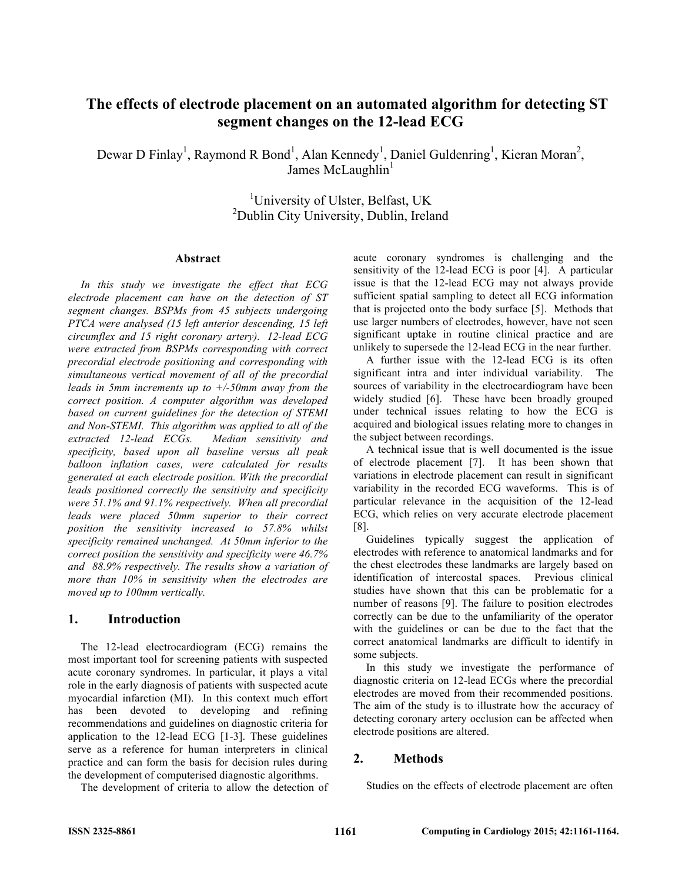# The effects of electrode placement on an automated algorithm for detecting ST segment changes on the 12-lead ECG

Dewar D Finlay[1], Raymond R Bond[1], Alan Kennedy[1], Daniel Guldenring[1], Kieran Moran[2], James McLaughlin[1]

[1]University of Ulster, Belfast, UK
[2]Dublin City University, Dublin, Ireland

## Abstract

*In this study we investigate the effect that ECG electrode placement can have on the detection of ST segment changes. BSPMs from 45 subjects undergoing PTCA were analysed (15 left anterior descending, 15 left circumflex and 15 right coronary artery). 12-lead ECG were extracted from BSPMs corresponding with correct precordial electrode positioning and corresponding with simultaneous vertical movement of all of the precordial leads in 5mm increments up to +/-50mm away from the correct position. A computer algorithm was developed based on current guidelines for the detection of STEMI and Non-STEMI. This algorithm was applied to all of the extracted 12-lead ECGs. Median sensitivity and specificity, based upon all baseline versus all peak balloon inflation cases, were calculated for results generated at each electrode position. With the precordial leads positioned correctly the sensitivity and specificity were 51.1% and 91.1% respectively. When all precordial leads were placed 50mm superior to their correct position the sensitivity increased to 57.8% whilst specificity remained unchanged. At 50mm inferior to the correct position the sensitivity and specificity were 46.7% and 88.9% respectively. The results show a variation of more than 10% in sensitivity when the electrodes are moved up to 100mm vertically.*

## 1. Introduction

The 12-lead electrocardiogram (ECG) remains the most important tool for screening patients with suspected acute coronary syndromes. In particular, it plays a vital role in the early diagnosis of patients with suspected acute myocardial infarction (MI). In this context much effort has been devoted to developing and refining recommendations and guidelines on diagnostic criteria for application to the 12-lead ECG [1-3]. These guidelines serve as a reference for human interpreters in clinical practice and can form the basis for decision rules during the development of computerised diagnostic algorithms.

The development of criteria to allow the detection of acute coronary syndromes is challenging and the sensitivity of the 12-lead ECG is poor [4]. A particular issue is that the 12-lead ECG may not always provide sufficient spatial sampling to detect all ECG information that is projected onto the body surface [5]. Methods that use larger numbers of electrodes, however, have not seen significant uptake in routine clinical practice and are unlikely to supersede the 12-lead ECG in the near further.

A further issue with the 12-lead ECG is its often significant intra and inter individual variability. The sources of variability in the electrocardiogram have been widely studied [6]. These have been broadly grouped under technical issues relating to how the ECG is acquired and biological issues relating more to changes in the subject between recordings.

A technical issue that is well documented is the issue of electrode placement [7]. It has been shown that variations in electrode placement can result in significant variability in the recorded ECG waveforms. This is of particular relevance in the acquisition of the 12-lead ECG, which relies on very accurate electrode placement [8].

Guidelines typically suggest the application of electrodes with reference to anatomical landmarks and for the chest electrodes these landmarks are largely based on identification of intercostal spaces. Previous clinical studies have shown that this can be problematic for a number of reasons [9]. The failure to position electrodes correctly can be due to the unfamiliarity of the operator with the guidelines or can be due to the fact that the correct anatomical landmarks are difficult to identify in some subjects.

In this study we investigate the performance of diagnostic criteria on 12-lead ECGs where the precordial electrodes are moved from their recommended positions. The aim of the study is to illustrate how the accuracy of detecting coronary artery occlusion can be affected when electrode positions are altered.

## 2. Methods

Studies on the effects of electrode placement are often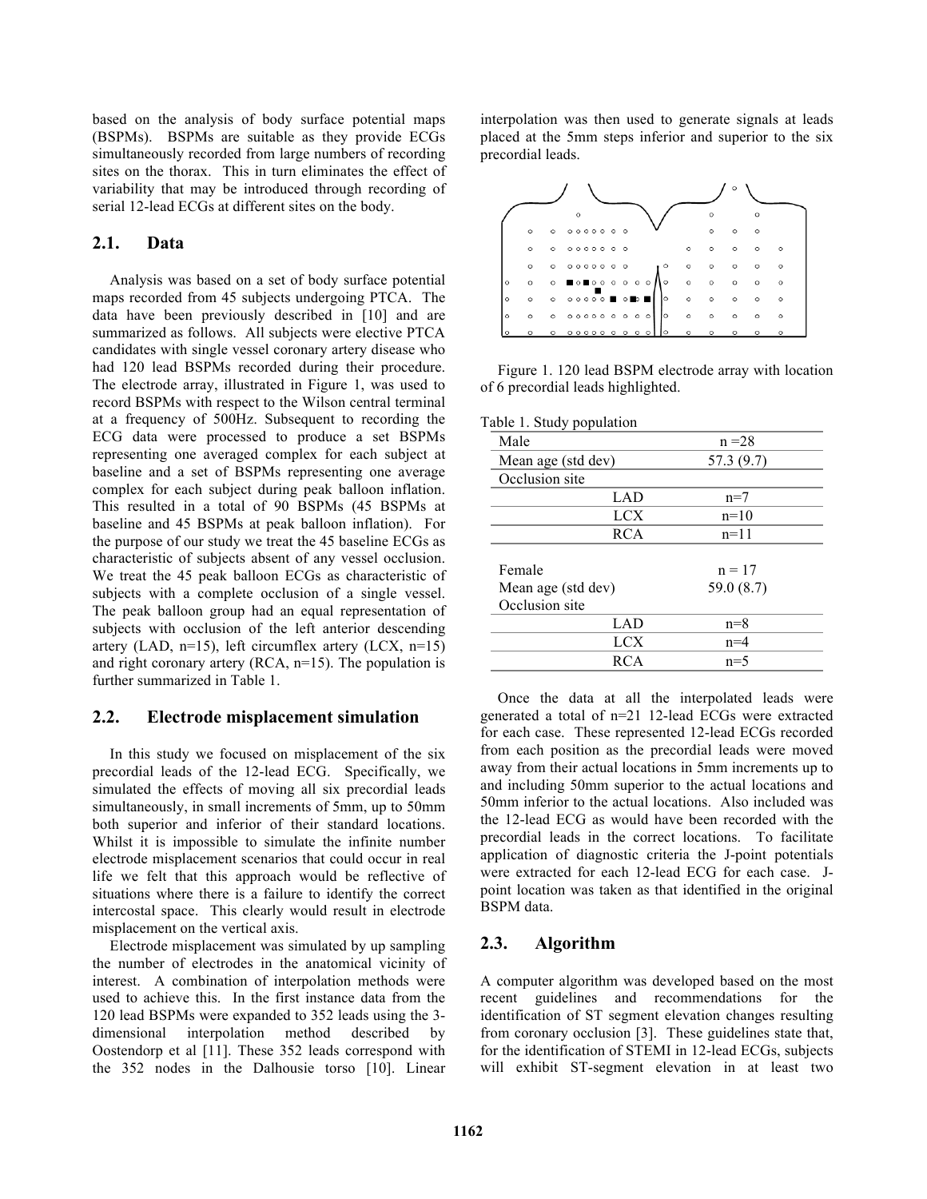based on the analysis of body surface potential maps (BSPMs). BSPMs are suitable as they provide ECGs simultaneously recorded from large numbers of recording sites on the thorax. This in turn eliminates the effect of variability that may be introduced through recording of serial 12-lead ECGs at different sites on the body.

## 2.1. Data

Analysis was based on a set of body surface potential maps recorded from 45 subjects undergoing PTCA. The data have been previously described in [10] and are summarized as follows. All subjects were elective PTCA candidates with single vessel coronary artery disease who had 120 lead BSPMs recorded during their procedure. The electrode array, illustrated in Figure 1, was used to record BSPMs with respect to the Wilson central terminal at a frequency of 500Hz. Subsequent to recording the ECG data were processed to produce a set BSPMs representing one averaged complex for each subject at baseline and a set of BSPMs representing one average complex for each subject during peak balloon inflation. This resulted in a total of 90 BSPMs (45 BSPMs at baseline and 45 BSPMs at peak balloon inflation). For the purpose of our study we treat the 45 baseline ECGs as characteristic of subjects absent of any vessel occlusion. We treat the 45 peak balloon ECGs as characteristic of subjects with a complete occlusion of a single vessel. The peak balloon group had an equal representation of subjects with occlusion of the left anterior descending artery (LAD, n=15), left circumflex artery (LCX, n=15) and right coronary artery (RCA, n=15). The population is further summarized in Table 1.

## 2.2. Electrode misplacement simulation

In this study we focused on misplacement of the six precordial leads of the 12-lead ECG. Specifically, we simulated the effects of moving all six precordial leads simultaneously, in small increments of 5mm, up to 50mm both superior and inferior of their standard locations. Whilst it is impossible to simulate the infinite number electrode misplacement scenarios that could occur in real life we felt that this approach would be reflective of situations where there is a failure to identify the correct intercostal space. This clearly would result in electrode misplacement on the vertical axis.

Electrode misplacement was simulated by up sampling the number of electrodes in the anatomical vicinity of interest. A combination of interpolation methods were used to achieve this. In the first instance data from the 120 lead BSPMs were expanded to 352 leads using the 3-dimensional interpolation method described by Oostendorp et al [11]. These 352 leads correspond with the 352 nodes in the Dalhousie torso [10]. Linear interpolation was then used to generate signals at leads placed at the 5mm steps inferior and superior to the six precordial leads.

Figure 1. 120 lead BSPM electrode array with location of 6 precordial leads highlighted.

Table 1. Study population

| | |
|---|---|
| Male | n =28 |
| Mean age (std dev) | 57.3 (9.7) |
| Occlusion site | |
| LAD | n=7 |
| LCX | n=10 |
| RCA | n=11 |
| | |
| Female | n = 17 |
| Mean age (std dev) | 59.0 (8.7) |
| Occlusion site | |
| LAD | n=8 |
| LCX | n=4 |
| RCA | n=5 |

Once the data at all the interpolated leads were generated a total of n=21 12-lead ECGs were extracted for each case. These represented 12-lead ECGs recorded from each position as the precordial leads were moved away from their actual locations in 5mm increments up to and including 50mm superior to the actual locations and 50mm inferior to the actual locations. Also included was the 12-lead ECG as would have been recorded with the precordial leads in the correct locations. To facilitate application of diagnostic criteria the J-point potentials were extracted for each 12-lead ECG for each case. J-point location was taken as that identified in the original BSPM data.

## 2.3. Algorithm

A computer algorithm was developed based on the most recent guidelines and recommendations for the identification of ST segment elevation changes resulting from coronary occlusion [3]. These guidelines state that, for the identification of STEMI in 12-lead ECGs, subjects will exhibit ST-segment elevation in at least two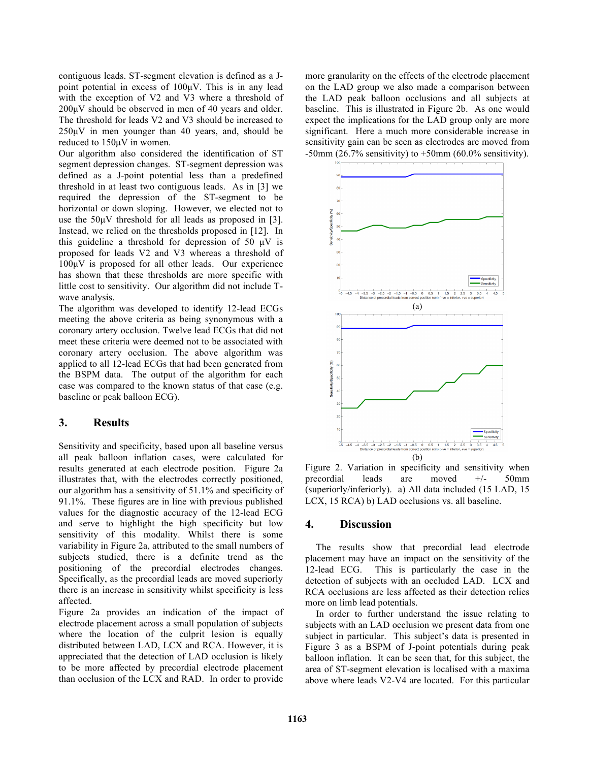contiguous leads. ST-segment elevation is defined as a J-point potential in excess of 100μV. This is in any lead with the exception of V2 and V3 where a threshold of 200μV should be observed in men of 40 years and older. The threshold for leads V2 and V3 should be increased to 250μV in men younger than 40 years, and, should be reduced to 150μV in women.

Our algorithm also considered the identification of ST segment depression changes. ST-segment depression was defined as a J-point potential less than a predefined threshold in at least two contiguous leads. As in [3] we required the depression of the ST-segment to be horizontal or down sloping. However, we elected not to use the 50μV threshold for all leads as proposed in [3]. Instead, we relied on the thresholds proposed in [12]. In this guideline a threshold for depression of 50 μV is proposed for leads V2 and V3 whereas a threshold of 100μV is proposed for all other leads. Our experience has shown that these thresholds are more specific with little cost to sensitivity. Our algorithm did not include T-wave analysis.

The algorithm was developed to identify 12-lead ECGs meeting the above criteria as being synonymous with a coronary artery occlusion. Twelve lead ECGs that did not meet these criteria were deemed not to be associated with coronary artery occlusion. The above algorithm was applied to all 12-lead ECGs that had been generated from the BSPM data. The output of the algorithm for each case was compared to the known status of that case (e.g. baseline or peak balloon ECG).

## 3. Results

Sensitivity and specificity, based upon all baseline versus all peak balloon inflation cases, were calculated for results generated at each electrode position. Figure 2a illustrates that, with the electrodes correctly positioned, our algorithm has a sensitivity of 51.1% and specificity of 91.1%. These figures are in line with previous published values for the diagnostic accuracy of the 12-lead ECG and serve to highlight the high specificity but low sensitivity of this modality. Whilst there is some variability in Figure 2a, attributed to the small numbers of subjects studied, there is a definite trend as the positioning of the precordial electrodes changes. Specifically, as the precordial leads are moved superiorly there is an increase in sensitivity whilst specificity is less affected.

Figure 2a provides an indication of the impact of electrode placement across a small population of subjects where the location of the culprit lesion is equally distributed between LAD, LCX and RCA. However, it is appreciated that the detection of LAD occlusion is likely to be more affected by precordial electrode placement than occlusion of the LCX and RAD. In order to provide more granularity on the effects of the electrode placement on the LAD group we also made a comparison between the LAD peak balloon occlusions and all subjects at baseline. This is illustrated in Figure 2b. As one would expect the implications for the LAD group only are more significant. Here a much more considerable increase in sensitivity gain can be seen as electrodes are moved from -50mm (26.7% sensitivity) to +50mm (60.0% sensitivity).

(a)

(b)

Figure 2. Variation in specificity and sensitivity when precordial leads are moved +/- 50mm (superiorly/inferiorly). a) All data included (15 LAD, 15 LCX, 15 RCA) b) LAD occlusions vs. all baseline.

## 4. Discussion

The results show that precordial lead electrode placement may have an impact on the sensitivity of the 12-lead ECG. This is particularly the case in the detection of subjects with an occluded LAD. LCX and RCA occlusions are less affected as their detection relies more on limb lead potentials.

In order to further understand the issue relating to subjects with an LAD occlusion we present data from one subject in particular. This subject's data is presented in Figure 3 as a BSPM of J-point potentials during peak balloon inflation. It can be seen that, for this subject, the area of ST-segment elevation is localised with a maxima above where leads V2-V4 are located. For this particular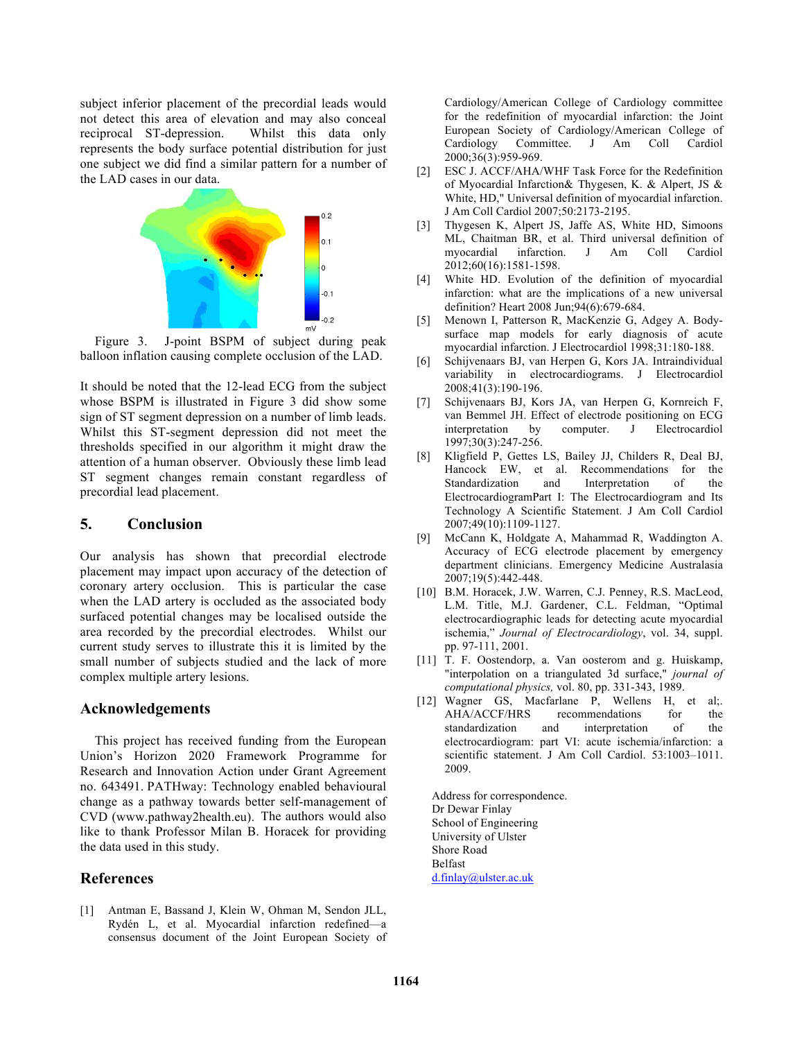subject inferior placement of the precordial leads would not detect this area of elevation and may also conceal reciprocal ST-depression. Whilst this data only represents the body surface potential distribution for just one subject we did find a similar pattern for a number of the LAD cases in our data.

0.2
0.1
0
-0.1
-0.2
mV

Figure 3. J-point BSPM of subject during peak balloon inflation causing complete occlusion of the LAD.

It should be noted that the 12-lead ECG from the subject whose BSPM is illustrated in Figure 3 did show some sign of ST segment depression on a number of limb leads. Whilst this ST-segment depression did not meet the thresholds specified in our algorithm it might draw the attention of a human observer. Obviously these limb lead ST segment changes remain constant regardless of precordial lead placement.

## 5. Conclusion

Our analysis has shown that precordial electrode placement may impact upon accuracy of the detection of coronary artery occlusion. This is particular the case when the LAD artery is occluded as the associated body surfaced potential changes may be localised outside the area recorded by the precordial electrodes. Whilst our current study serves to illustrate this it is limited by the small number of subjects studied and the lack of more complex multiple artery lesions.

## Acknowledgements

This project has received funding from the European Union's Horizon 2020 Framework Programme for Research and Innovation Action under Grant Agreement no. 643491. PATHway: Technology enabled behavioural change as a pathway towards better self-management of CVD (www.pathway2health.eu). The authors would also like to thank Professor Milan B. Horacek for providing the data used in this study.

## References

[1] Antman E, Bassand J, Klein W, Ohman M, Sendon JLL, Rydén L, et al. Myocardial infarction redefined—a consensus document of the Joint European Society of Cardiology/American College of Cardiology committee for the redefinition of myocardial infarction: the Joint European Society of Cardiology/American College of Cardiology Committee. J Am Coll Cardiol 2000;36(3):959-969.

[2] ESC J. ACCF/AHA/WHF Task Force for the Redefinition of Myocardial Infarction& Thygesen, K. & Alpert, JS & White, HD," Universal definition of myocardial infarction. J Am Coll Cardiol 2007;50:2173-2195.

[3] Thygesen K, Alpert JS, Jaffe AS, White HD, Simoons ML, Chaitman BR, et al. Third universal definition of myocardial infarction. J Am Coll Cardiol 2012;60(16):1581-1598.

[4] White HD. Evolution of the definition of myocardial infarction: what are the implications of a new universal definition? Heart 2008 Jun;94(6):679-684.

[5] Menown I, Patterson R, MacKenzie G, Adgey A. Body-surface map models for early diagnosis of acute myocardial infarction. J Electrocardiol 1998;31:180-188.

[6] Schijvenaars BJ, van Herpen G, Kors JA. Intraindividual variability in electrocardiograms. J Electrocardiol 2008;41(3):190-196.

[7] Schijvenaars BJ, Kors JA, van Herpen G, Kornreich F, van Bemmel JH. Effect of electrode positioning on ECG interpretation by computer. J Electrocardiol 1997;30(3):247-256.

[8] Kligfield P, Gettes LS, Bailey JJ, Childers R, Deal BJ, Hancock EW, et al. Recommendations for the Standardization and Interpretation of the ElectrocardiogramPart I: The Electrocardiogram and Its Technology A Scientific Statement. J Am Coll Cardiol 2007;49(10):1109-1127.

[9] McCann K, Holdgate A, Mahammad R, Waddington A. Accuracy of ECG electrode placement by emergency department clinicians. Emergency Medicine Australasia 2007;19(5):442-448.

[10] B.M. Horacek, J.W. Warren, C.J. Penney, R.S. MacLeod, L.M. Title, M.J. Gardener, C.L. Feldman, "Optimal electrocardiographic leads for detecting acute myocardial ischemia," *Journal of Electrocardiology*, vol. 34, suppl. pp. 97-111, 2001.

[11] T. F. Oostendorp, a. Van oosterom and g. Huiskamp, "interpolation on a triangulated 3d surface," *journal of computational physics,* vol. 80, pp. 331-343, 1989.

[12] Wagner GS, Macfarlane P, Wellens H, et al;. AHA/ACCF/HRS recommendations for the standardization and interpretation of the electrocardiogram: part VI: acute ischemia/infarction: a scientific statement. J Am Coll Cardiol. 53:1003–1011. 2009.

Address for correspondence.
Dr Dewar Finlay
School of Engineering
University of Ulster
Shore Road
Belfast
d.finlay@ulster.ac.uk